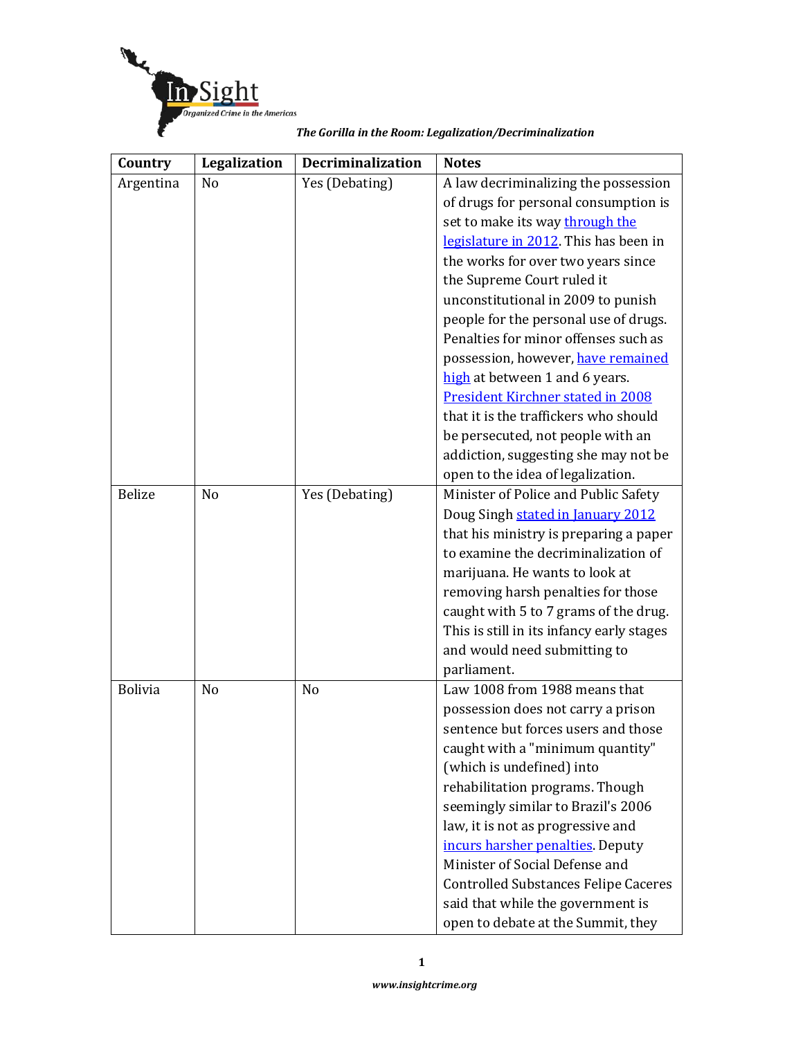*The Gorilla in the Room: Legalization/Decriminalization*

| Country | Legalization | Decriminalization | Notes |
|---|---|---|---|
| Argentina | No | Yes (Debating) | A law decriminalizing the possession of drugs for personal consumption is set to make its way through the legislature in 2012. This has been in the works for over two years since the Supreme Court ruled it unconstitutional in 2009 to punish people for the personal use of drugs. Penalties for minor offenses such as possession, however, have remained high at between 1 and 6 years. President Kirchner stated in 2008 that it is the traffickers who should be persecuted, not people with an addiction, suggesting she may not be open to the idea of legalization. |
| Belize | No | Yes (Debating) | Minister of Police and Public Safety Doug Singh stated in January 2012 that his ministry is preparing a paper to examine the decriminalization of marijuana. He wants to look at removing harsh penalties for those caught with 5 to 7 grams of the drug. This is still in its infancy early stages and would need submitting to parliament. |
| Bolivia | No | No | Law 1008 from 1988 means that possession does not carry a prison sentence but forces users and those caught with a "minimum quantity" (which is undefined) into rehabilitation programs. Though seemingly similar to Brazil's 2006 law, it is not as progressive and incurs harsher penalties. Deputy Minister of Social Defense and Controlled Substances Felipe Caceres said that while the government is open to debate at the Summit, they |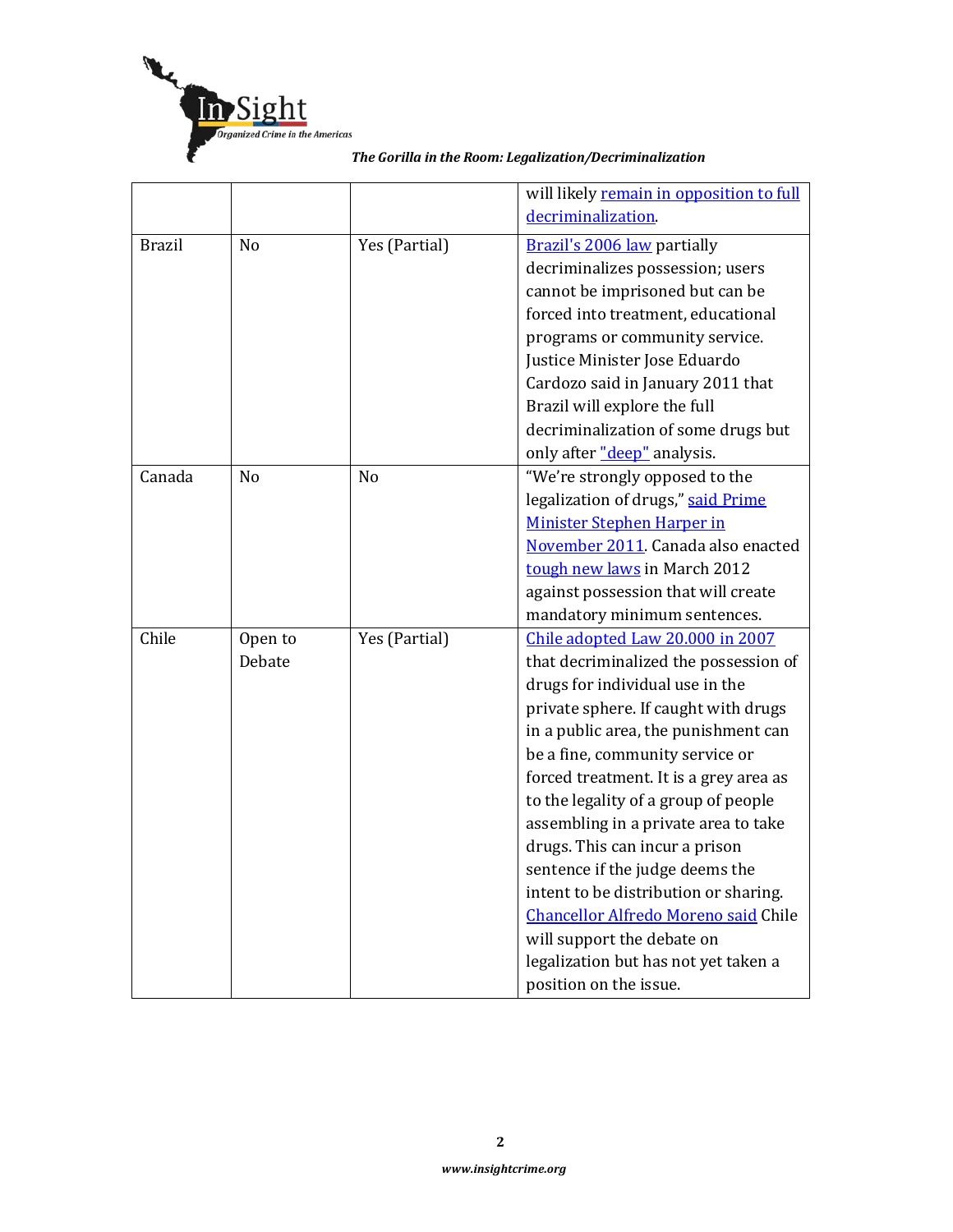| | | | will likely [remain in opposition to full decriminalization](). |
|---|---|---|---|
| Brazil | No | Yes (Partial) | [Brazil's 2006 law]() partially decriminalizes possession; users cannot be imprisoned but can be forced into treatment, educational programs or community service. Justice Minister Jose Eduardo Cardozo said in January 2011 that Brazil will explore the full decriminalization of some drugs but only after ["deep"]() analysis. |
| Canada | No | No | "We're strongly opposed to the legalization of drugs," [said Prime Minister Stephen Harper in November 2011](). Canada also enacted [tough new laws]() in March 2012 against possession that will create mandatory minimum sentences. |
| Chile | Open to Debate | Yes (Partial) | [Chile adopted Law 20.000 in 2007]() that decriminalized the possession of drugs for individual use in the private sphere. If caught with drugs in a public area, the punishment can be a fine, community service or forced treatment. It is a grey area as to the legality of a group of people assembling in a private area to take drugs. This can incur a prison sentence if the judge deems the intent to be distribution or sharing. [Chancellor Alfredo Moreno said]() Chile will support the debate on legalization but has not yet taken a position on the issue. |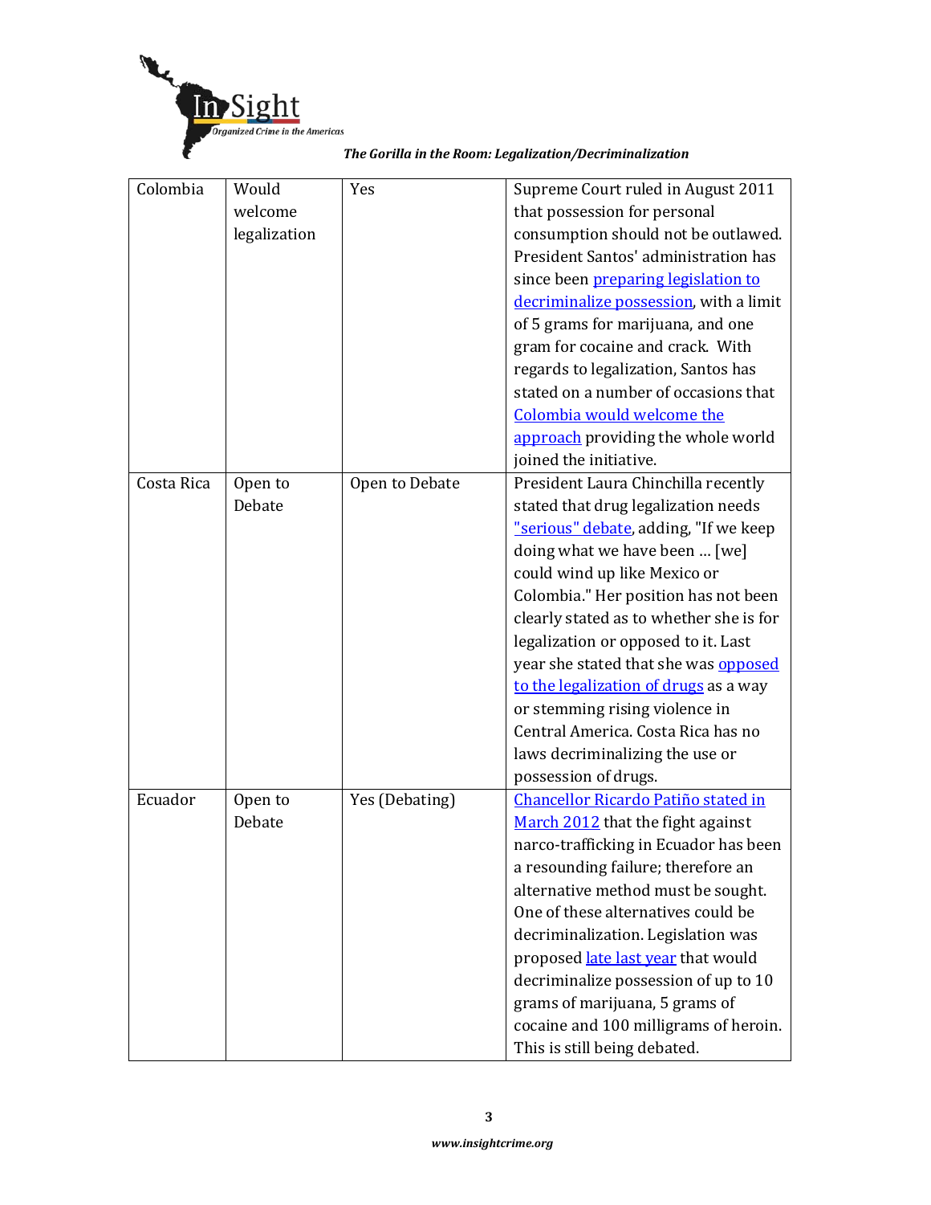| Colombia | Would welcome legalization | Yes | Supreme Court ruled in August 2011 that possession for personal consumption should not be outlawed. President Santos' administration has since been preparing legislation to decriminalize possession, with a limit of 5 grams for marijuana, and one gram for cocaine and crack. With regards to legalization, Santos has stated on a number of occasions that Colombia would welcome the approach providing the whole world joined the initiative. |
|---|---|---|---|
| Costa Rica | Open to Debate | Open to Debate | President Laura Chinchilla recently stated that drug legalization needs "serious" debate, adding, "If we keep doing what we have been … [we] could wind up like Mexico or Colombia." Her position has not been clearly stated as to whether she is for legalization or opposed to it. Last year she stated that she was opposed to the legalization of drugs as a way or stemming rising violence in Central America. Costa Rica has no laws decriminalizing the use or possession of drugs. |
| Ecuador | Open to Debate | Yes (Debating) | Chancellor Ricardo Patiño stated in March 2012 that the fight against narco-trafficking in Ecuador has been a resounding failure; therefore an alternative method must be sought. One of these alternatives could be decriminalization. Legislation was proposed late last year that would decriminalize possession of up to 10 grams of marijuana, 5 grams of cocaine and 100 milligrams of heroin. This is still being debated. |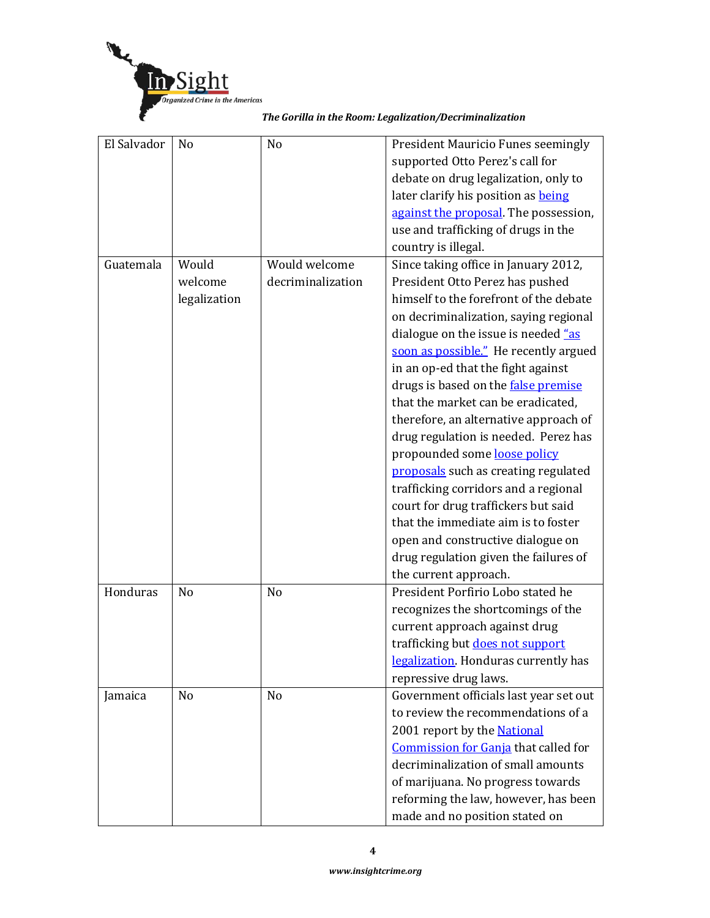| El Salvador | No | No | President Mauricio Funes seemingly supported Otto Perez's call for debate on drug legalization, only to later clarify his position as being against the proposal. The possession, use and trafficking of drugs in the country is illegal. |
|---|---|---|---|
| Guatemala | Would welcome legalization | Would welcome decriminalization | Since taking office in January 2012, President Otto Perez has pushed himself to the forefront of the debate on decriminalization, saying regional dialogue on the issue is needed "as soon as possible." He recently argued in an op-ed that the fight against drugs is based on the false premise that the market can be eradicated, therefore, an alternative approach of drug regulation is needed. Perez has propounded some loose policy proposals such as creating regulated trafficking corridors and a regional court for drug traffickers but said that the immediate aim is to foster open and constructive dialogue on drug regulation given the failures of the current approach. |
| Honduras | No | No | President Porfirio Lobo stated he recognizes the shortcomings of the current approach against drug trafficking but does not support legalization. Honduras currently has repressive drug laws. |
| Jamaica | No | No | Government officials last year set out to review the recommendations of a 2001 report by the National Commission for Ganja that called for decriminalization of small amounts of marijuana. No progress towards reforming the law, however, has been made and no position stated on |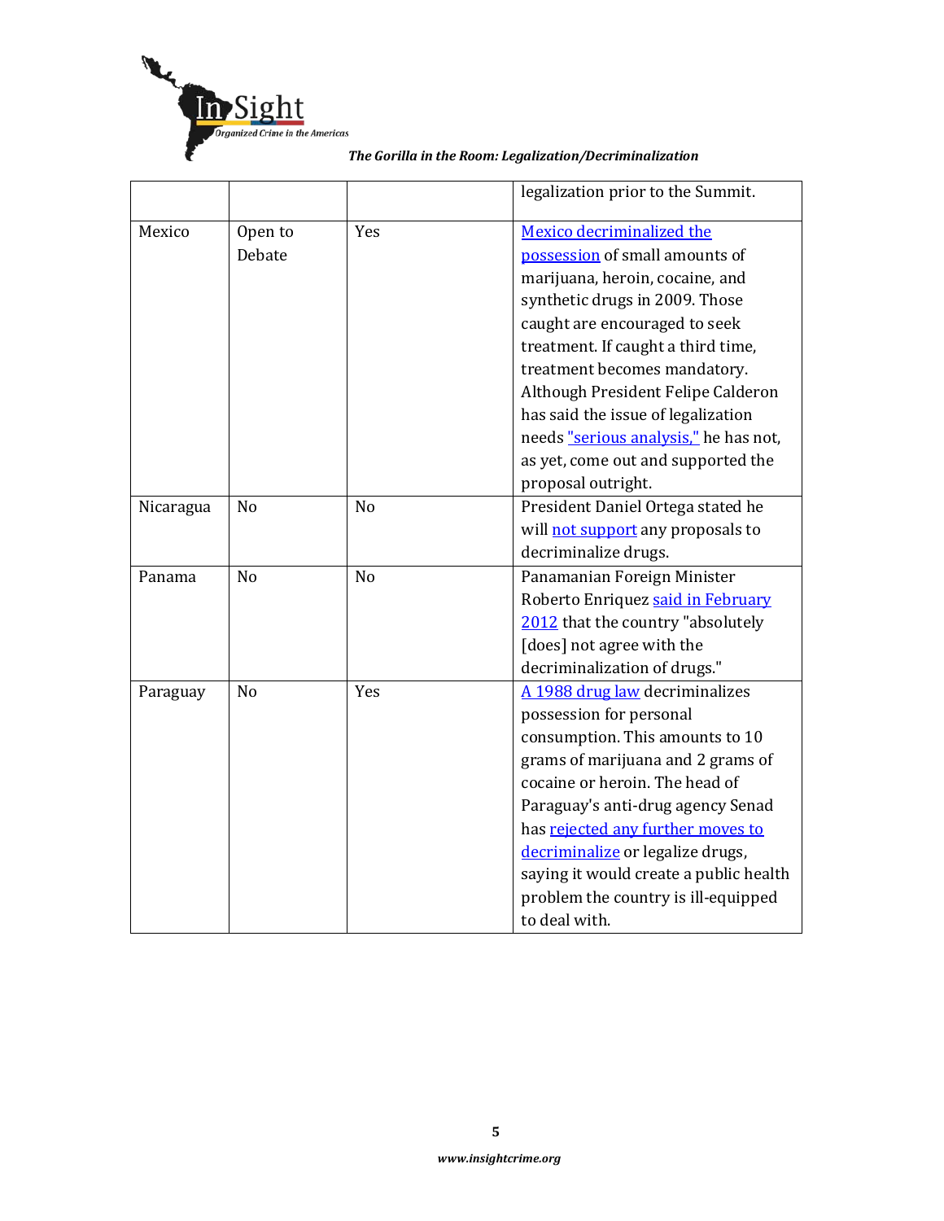| | | | legalization prior to the Summit. |
|---|---|---|---|
| Mexico | Open to Debate | Yes | Mexico decriminalized the possession of small amounts of marijuana, heroin, cocaine, and synthetic drugs in 2009. Those caught are encouraged to seek treatment. If caught a third time, treatment becomes mandatory. Although President Felipe Calderon has said the issue of legalization needs "serious analysis," he has not, as yet, come out and supported the proposal outright. |
| Nicaragua | No | No | President Daniel Ortega stated he will not support any proposals to decriminalize drugs. |
| Panama | No | No | Panamanian Foreign Minister Roberto Enriquez said in February 2012 that the country "absolutely [does] not agree with the decriminalization of drugs." |
| Paraguay | No | Yes | A 1988 drug law decriminalizes possession for personal consumption. This amounts to 10 grams of marijuana and 2 grams of cocaine or heroin. The head of Paraguay's anti-drug agency Senad has rejected any further moves to decriminalize or legalize drugs, saying it would create a public health problem the country is ill-equipped to deal with. |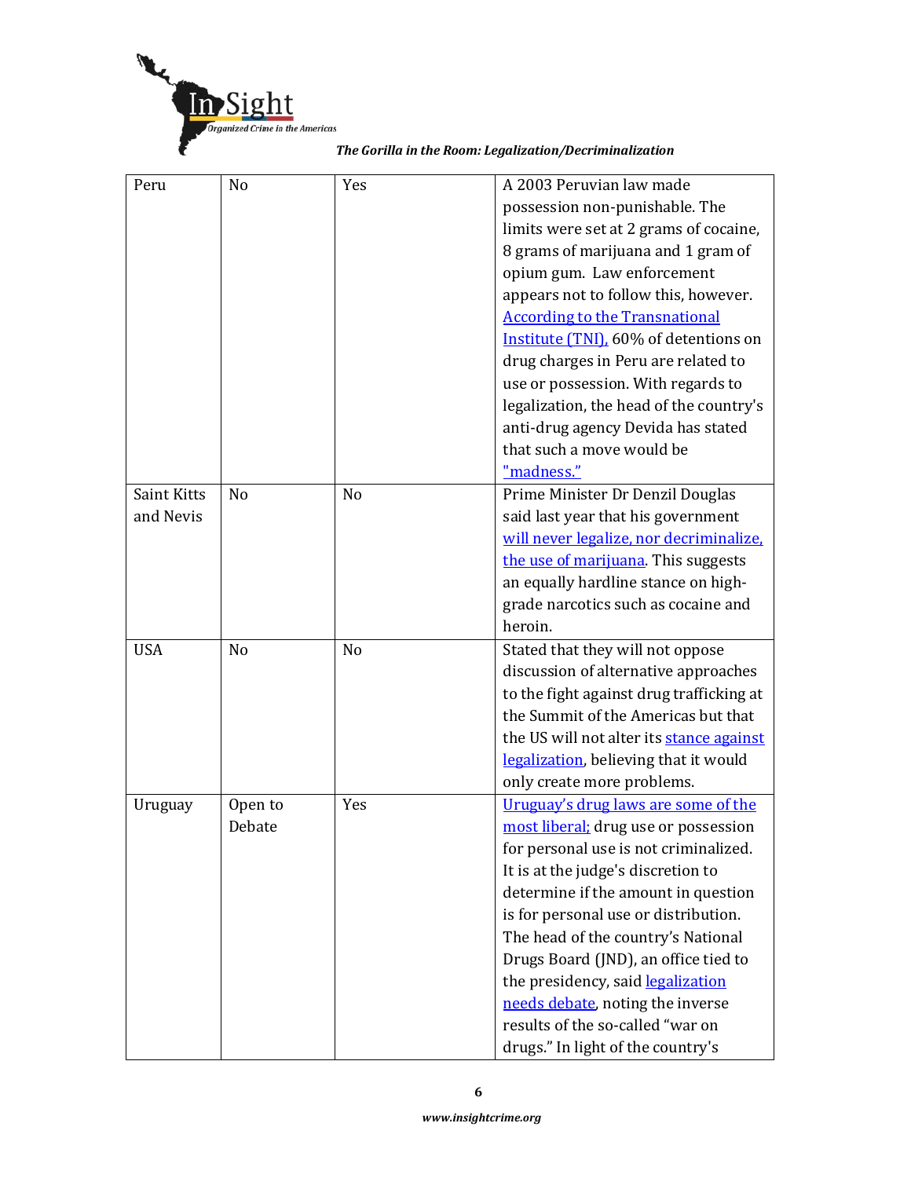| Peru | No | Yes | A 2003 Peruvian law made possession non-punishable. The limits were set at 2 grams of cocaine, 8 grams of marijuana and 1 gram of opium gum. Law enforcement appears not to follow this, however. According to the Transnational Institute (TNI), 60% of detentions on drug charges in Peru are related to use or possession. With regards to legalization, the head of the country's anti-drug agency Devida has stated that such a move would be "madness." |
|---|---|---|---|
| Saint Kitts and Nevis | No | No | Prime Minister Dr Denzil Douglas said last year that his government will never legalize, nor decriminalize, the use of marijuana. This suggests an equally hardline stance on high-grade narcotics such as cocaine and heroin. |
| USA | No | No | Stated that they will not oppose discussion of alternative approaches to the fight against drug trafficking at the Summit of the Americas but that the US will not alter its stance against legalization, believing that it would only create more problems. |
| Uruguay | Open to Debate | Yes | Uruguay's drug laws are some of the most liberal; drug use or possession for personal use is not criminalized. It is at the judge's discretion to determine if the amount in question is for personal use or distribution. The head of the country's National Drugs Board (JND), an office tied to the presidency, said legalization needs debate, noting the inverse results of the so-called "war on drugs." In light of the country's |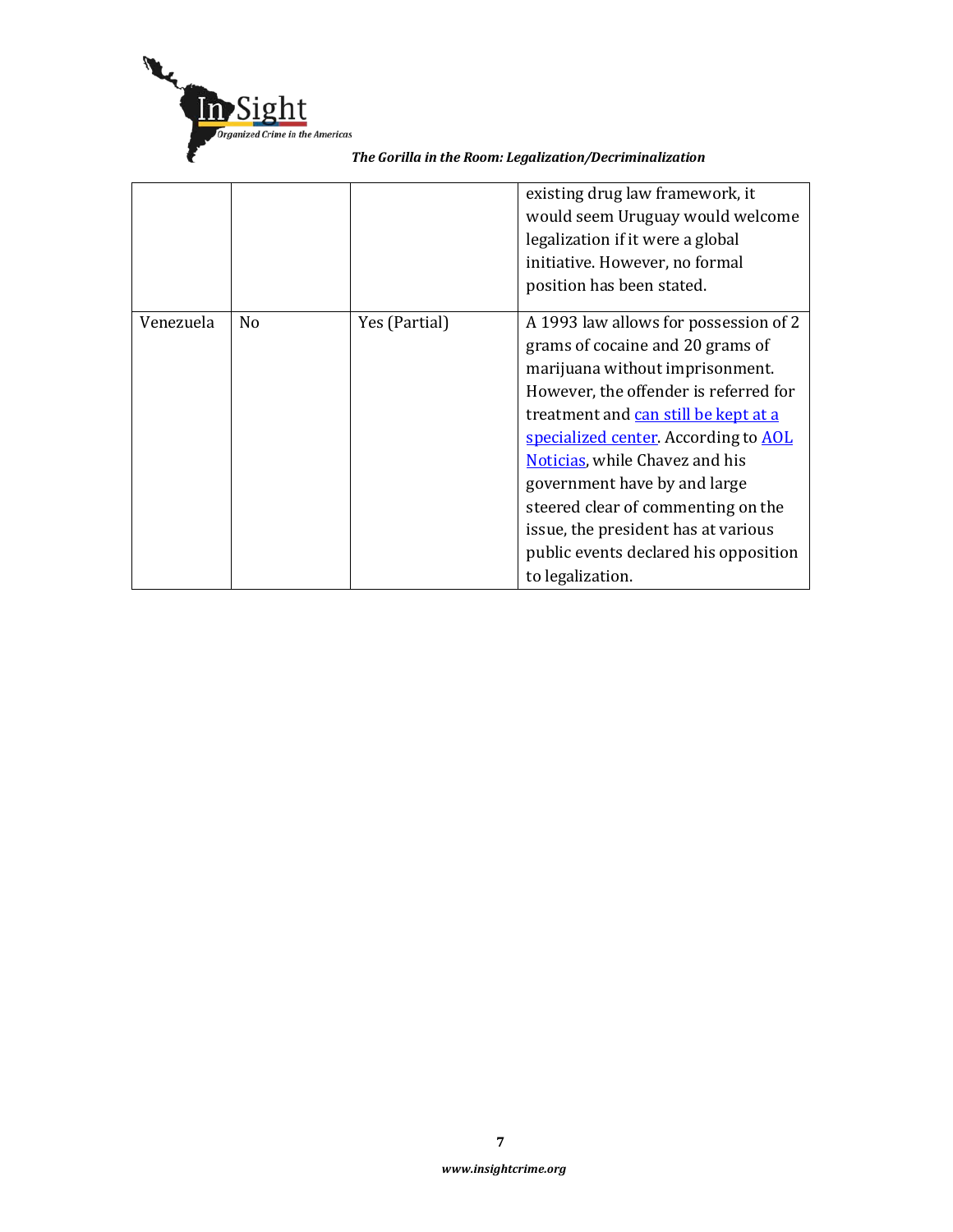| | | | |
|---|---|---|---|
| | | | existing drug law framework, it would seem Uruguay would welcome legalization if it were a global initiative. However, no formal position has been stated. |
| Venezuela | No | Yes (Partial) | A 1993 law allows for possession of 2 grams of cocaine and 20 grams of marijuana without imprisonment. However, the offender is referred for treatment and can still be kept at a specialized center. According to AOL Noticias, while Chavez and his government have by and large steered clear of commenting on the issue, the president has at various public events declared his opposition to legalization. |